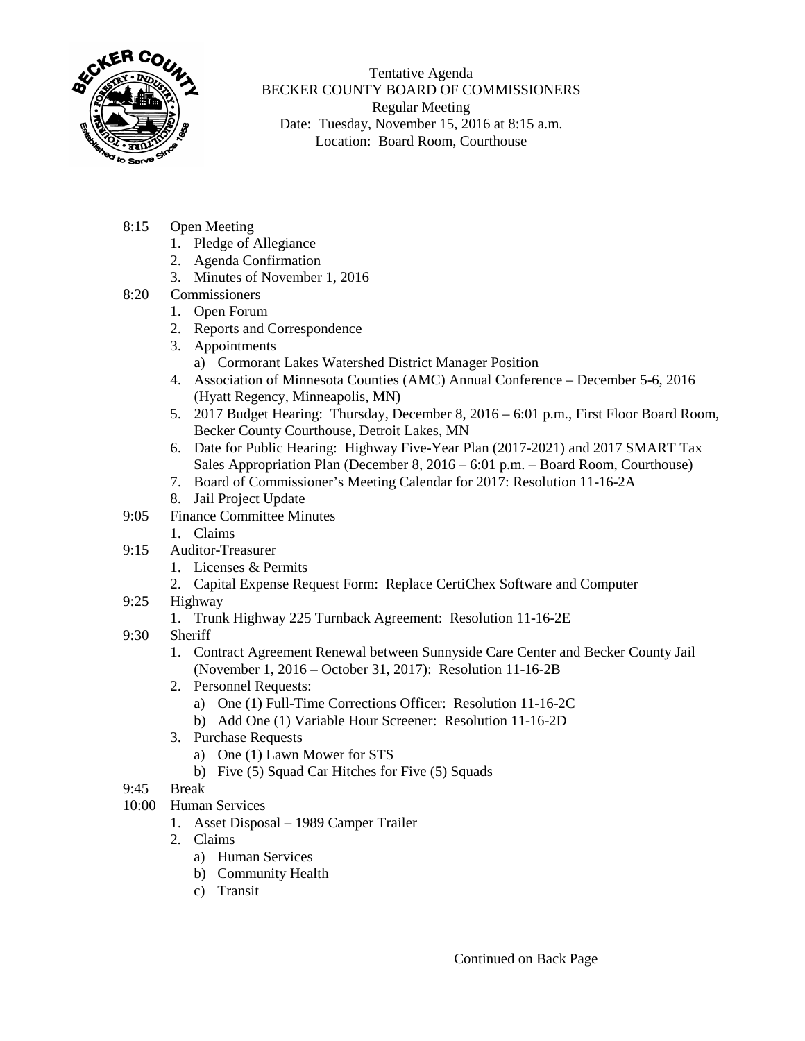Tentative Agenda
BECKER COUNTY BOARD OF COMMISSIONERS
Regular Meeting
Date: Tuesday, November 15, 2016 at 8:15 a.m.
Location: Board Room, Courthouse

8:15 Open Meeting
1. Pledge of Allegiance
2. Agenda Confirmation
3. Minutes of November 1, 2016

8:20 Commissioners
1. Open Forum
2. Reports and Correspondence
3. Appointments
   a) Cormorant Lakes Watershed District Manager Position
4. Association of Minnesota Counties (AMC) Annual Conference – December 5-6, 2016 (Hyatt Regency, Minneapolis, MN)
5. 2017 Budget Hearing: Thursday, December 8, 2016 – 6:01 p.m., First Floor Board Room, Becker County Courthouse, Detroit Lakes, MN
6. Date for Public Hearing: Highway Five-Year Plan (2017-2021) and 2017 SMART Tax Sales Appropriation Plan (December 8, 2016 – 6:01 p.m. – Board Room, Courthouse)
7. Board of Commissioner's Meeting Calendar for 2017: Resolution 11-16-2A
8. Jail Project Update

9:05 Finance Committee Minutes
1. Claims

9:15 Auditor-Treasurer
1. Licenses & Permits
2. Capital Expense Request Form: Replace CertiChex Software and Computer

9:25 Highway
1. Trunk Highway 225 Turnback Agreement: Resolution 11-16-2E

9:30 Sheriff
1. Contract Agreement Renewal between Sunnyside Care Center and Becker County Jail (November 1, 2016 – October 31, 2017): Resolution 11-16-2B
2. Personnel Requests:
   a) One (1) Full-Time Corrections Officer: Resolution 11-16-2C
   b) Add One (1) Variable Hour Screener: Resolution 11-16-2D
3. Purchase Requests
   a) One (1) Lawn Mower for STS
   b) Five (5) Squad Car Hitches for Five (5) Squads

9:45 Break

10:00 Human Services
1. Asset Disposal – 1989 Camper Trailer
2. Claims
   a) Human Services
   b) Community Health
   c) Transit

Continued on Back Page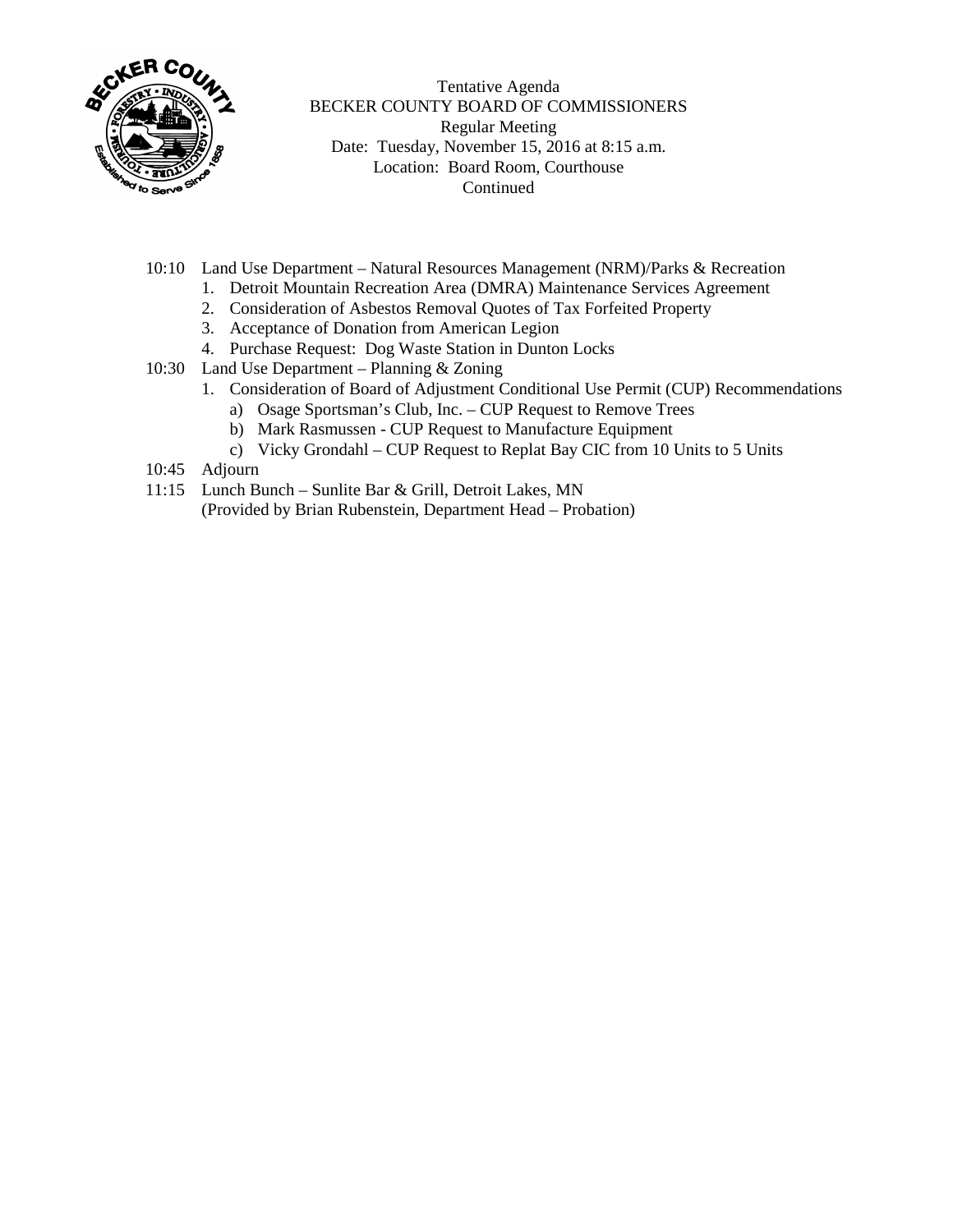Tentative Agenda
BECKER COUNTY BOARD OF COMMISSIONERS
Regular Meeting
Date: Tuesday, November 15, 2016 at 8:15 a.m.
Location: Board Room, Courthouse
Continued

10:10 Land Use Department – Natural Resources Management (NRM)/Parks & Recreation
1. Detroit Mountain Recreation Area (DMRA) Maintenance Services Agreement
2. Consideration of Asbestos Removal Quotes of Tax Forfeited Property
3. Acceptance of Donation from American Legion
4. Purchase Request: Dog Waste Station in Dunton Locks

10:30 Land Use Department – Planning & Zoning
1. Consideration of Board of Adjustment Conditional Use Permit (CUP) Recommendations
    a) Osage Sportsman's Club, Inc. – CUP Request to Remove Trees
    b) Mark Rasmussen - CUP Request to Manufacture Equipment
    c) Vicky Grondahl – CUP Request to Replat Bay CIC from 10 Units to 5 Units

10:45 Adjourn

11:15 Lunch Bunch – Sunlite Bar & Grill, Detroit Lakes, MN
(Provided by Brian Rubenstein, Department Head – Probation)